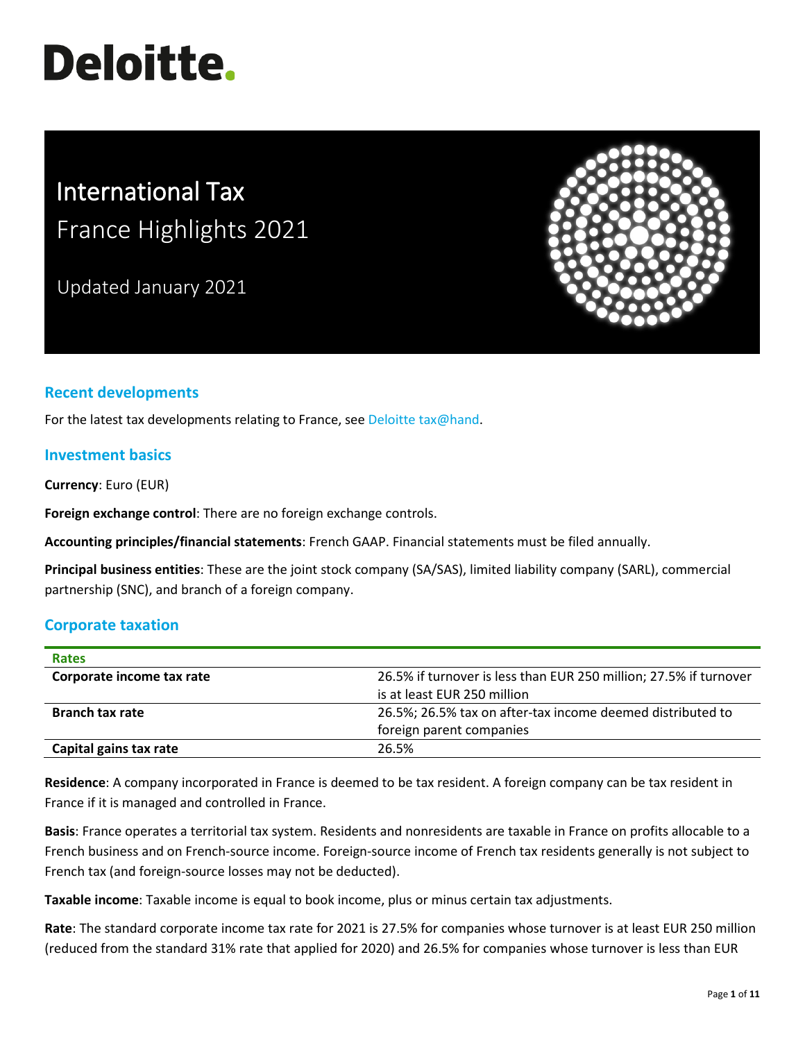# Deloitte.

# International Tax

## France Highlights 2021

Updated January 2021

## Recent developments

For the latest tax developments relating to France, see Deloitte tax@hand.

## Investment basics

**Currency**: Euro (EUR)

**Foreign exchange control**: There are no foreign exchange controls.

**Accounting principles/financial statements**: French GAAP. Financial statements must be filed annually.

**Principal business entities**: These are the joint stock company (SA/SAS), limited liability company (SARL), commercial partnership (SNC), and branch of a foreign company.

## Corporate taxation

| Rates | |
|---|---|
| **Corporate income tax rate** | 26.5% if turnover is less than EUR 250 million; 27.5% if turnover is at least EUR 250 million |
| **Branch tax rate** | 26.5%; 26.5% tax on after-tax income deemed distributed to foreign parent companies |
| **Capital gains tax rate** | 26.5% |

**Residence**: A company incorporated in France is deemed to be tax resident. A foreign company can be tax resident in France if it is managed and controlled in France.

**Basis**: France operates a territorial tax system. Residents and nonresidents are taxable in France on profits allocable to a French business and on French-source income. Foreign-source income of French tax residents generally is not subject to French tax (and foreign-source losses may not be deducted).

**Taxable income**: Taxable income is equal to book income, plus or minus certain tax adjustments.

**Rate**: The standard corporate income tax rate for 2021 is 27.5% for companies whose turnover is at least EUR 250 million (reduced from the standard 31% rate that applied for 2020) and 26.5% for companies whose turnover is less than EUR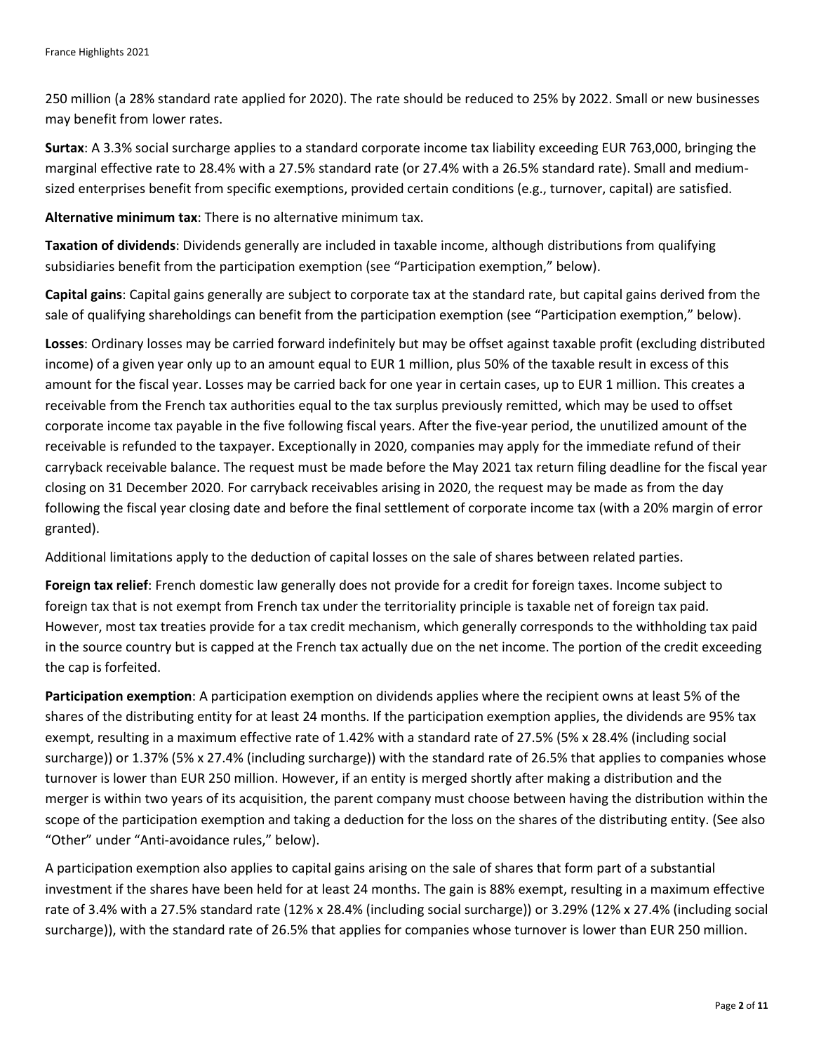250 million (a 28% standard rate applied for 2020). The rate should be reduced to 25% by 2022. Small or new businesses may benefit from lower rates.

**Surtax**: A 3.3% social surcharge applies to a standard corporate income tax liability exceeding EUR 763,000, bringing the marginal effective rate to 28.4% with a 27.5% standard rate (or 27.4% with a 26.5% standard rate). Small and medium-sized enterprises benefit from specific exemptions, provided certain conditions (e.g., turnover, capital) are satisfied.

**Alternative minimum tax**: There is no alternative minimum tax.

**Taxation of dividends**: Dividends generally are included in taxable income, although distributions from qualifying subsidiaries benefit from the participation exemption (see "Participation exemption," below).

**Capital gains**: Capital gains generally are subject to corporate tax at the standard rate, but capital gains derived from the sale of qualifying shareholdings can benefit from the participation exemption (see "Participation exemption," below).

**Losses**: Ordinary losses may be carried forward indefinitely but may be offset against taxable profit (excluding distributed income) of a given year only up to an amount equal to EUR 1 million, plus 50% of the taxable result in excess of this amount for the fiscal year. Losses may be carried back for one year in certain cases, up to EUR 1 million. This creates a receivable from the French tax authorities equal to the tax surplus previously remitted, which may be used to offset corporate income tax payable in the five following fiscal years. After the five-year period, the unutilized amount of the receivable is refunded to the taxpayer. Exceptionally in 2020, companies may apply for the immediate refund of their carryback receivable balance. The request must be made before the May 2021 tax return filing deadline for the fiscal year closing on 31 December 2020. For carryback receivables arising in 2020, the request may be made as from the day following the fiscal year closing date and before the final settlement of corporate income tax (with a 20% margin of error granted).

Additional limitations apply to the deduction of capital losses on the sale of shares between related parties.

**Foreign tax relief**: French domestic law generally does not provide for a credit for foreign taxes. Income subject to foreign tax that is not exempt from French tax under the territoriality principle is taxable net of foreign tax paid. However, most tax treaties provide for a tax credit mechanism, which generally corresponds to the withholding tax paid in the source country but is capped at the French tax actually due on the net income. The portion of the credit exceeding the cap is forfeited.

**Participation exemption**: A participation exemption on dividends applies where the recipient owns at least 5% of the shares of the distributing entity for at least 24 months. If the participation exemption applies, the dividends are 95% tax exempt, resulting in a maximum effective rate of 1.42% with a standard rate of 27.5% (5% x 28.4% (including social surcharge)) or 1.37% (5% x 27.4% (including surcharge)) with the standard rate of 26.5% that applies to companies whose turnover is lower than EUR 250 million. However, if an entity is merged shortly after making a distribution and the merger is within two years of its acquisition, the parent company must choose between having the distribution within the scope of the participation exemption and taking a deduction for the loss on the shares of the distributing entity. (See also "Other" under "Anti-avoidance rules," below).

A participation exemption also applies to capital gains arising on the sale of shares that form part of a substantial investment if the shares have been held for at least 24 months. The gain is 88% exempt, resulting in a maximum effective rate of 3.4% with a 27.5% standard rate (12% x 28.4% (including social surcharge)) or 3.29% (12% x 27.4% (including social surcharge)), with the standard rate of 26.5% that applies for companies whose turnover is lower than EUR 250 million.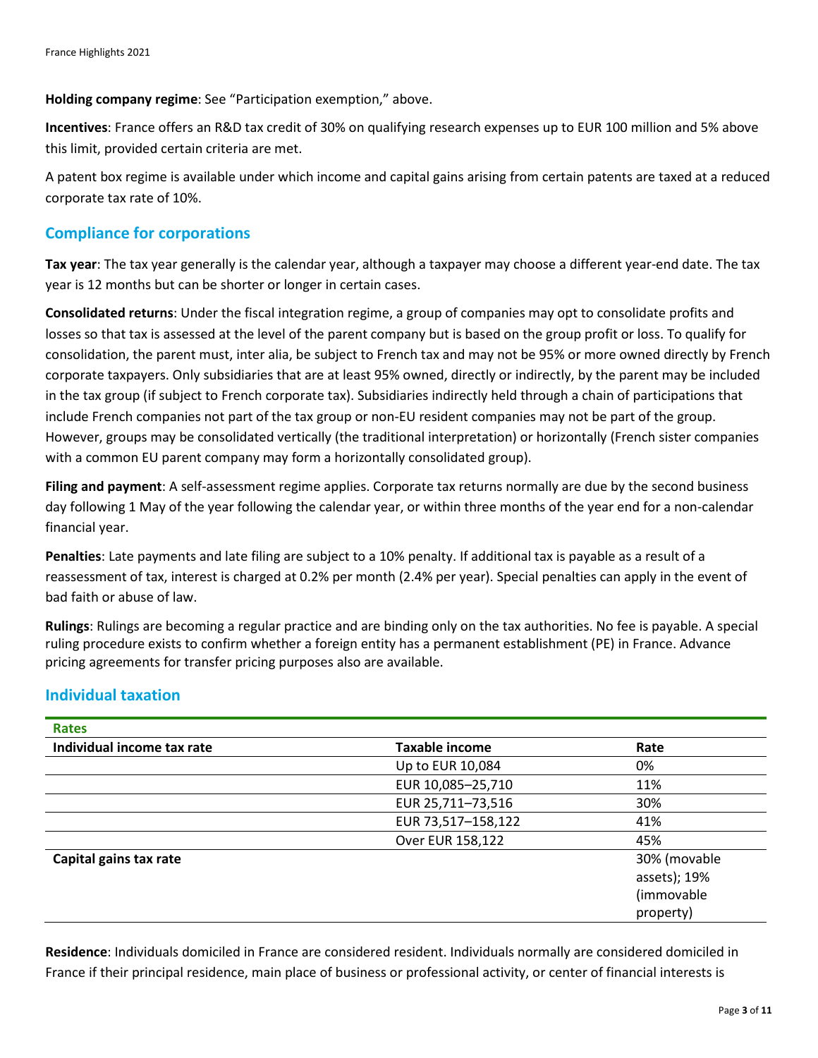**Holding company regime**: See "Participation exemption," above.

**Incentives**: France offers an R&D tax credit of 30% on qualifying research expenses up to EUR 100 million and 5% above this limit, provided certain criteria are met.

A patent box regime is available under which income and capital gains arising from certain patents are taxed at a reduced corporate tax rate of 10%.

## Compliance for corporations

**Tax year**: The tax year generally is the calendar year, although a taxpayer may choose a different year-end date. The tax year is 12 months but can be shorter or longer in certain cases.

**Consolidated returns**: Under the fiscal integration regime, a group of companies may opt to consolidate profits and losses so that tax is assessed at the level of the parent company but is based on the group profit or loss. To qualify for consolidation, the parent must, inter alia, be subject to French tax and may not be 95% or more owned directly by French corporate taxpayers. Only subsidiaries that are at least 95% owned, directly or indirectly, by the parent may be included in the tax group (if subject to French corporate tax). Subsidiaries indirectly held through a chain of participations that include French companies not part of the tax group or non-EU resident companies may not be part of the group. However, groups may be consolidated vertically (the traditional interpretation) or horizontally (French sister companies with a common EU parent company may form a horizontally consolidated group).

**Filing and payment**: A self-assessment regime applies. Corporate tax returns normally are due by the second business day following 1 May of the year following the calendar year, or within three months of the year end for a non-calendar financial year.

**Penalties**: Late payments and late filing are subject to a 10% penalty. If additional tax is payable as a result of a reassessment of tax, interest is charged at 0.2% per month (2.4% per year). Special penalties can apply in the event of bad faith or abuse of law.

**Rulings**: Rulings are becoming a regular practice and are binding only on the tax authorities. No fee is payable. A special ruling procedure exists to confirm whether a foreign entity has a permanent establishment (PE) in France. Advance pricing agreements for transfer pricing purposes also are available.

## Individual taxation

| Rates | | |
|---|---|---|
| **Individual income tax rate** | **Taxable income** | **Rate** |
| | Up to EUR 10,084 | 0% |
| | EUR 10,085–25,710 | 11% |
| | EUR 25,711–73,516 | 30% |
| | EUR 73,517–158,122 | 41% |
| | Over EUR 158,122 | 45% |
| **Capital gains tax rate** | | 30% (movable assets); 19% (immovable property) |

**Residence**: Individuals domiciled in France are considered resident. Individuals normally are considered domiciled in France if their principal residence, main place of business or professional activity, or center of financial interests is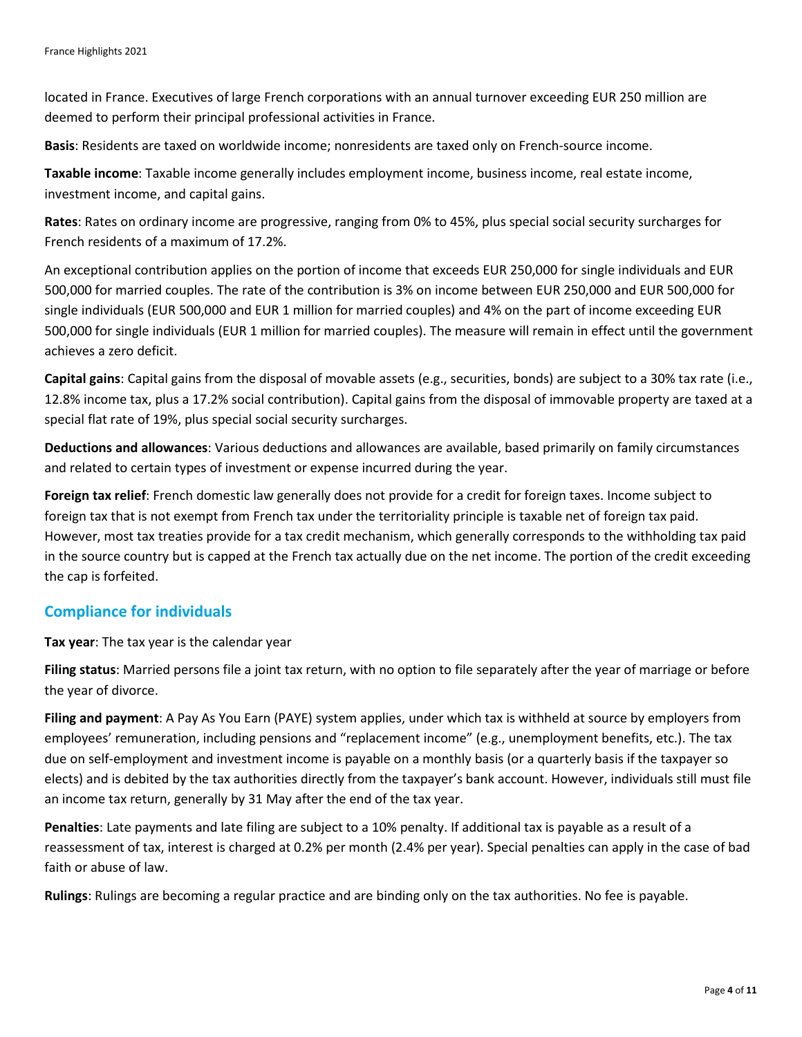located in France. Executives of large French corporations with an annual turnover exceeding EUR 250 million are deemed to perform their principal professional activities in France.

**Basis**: Residents are taxed on worldwide income; nonresidents are taxed only on French-source income.

**Taxable income**: Taxable income generally includes employment income, business income, real estate income, investment income, and capital gains.

**Rates**: Rates on ordinary income are progressive, ranging from 0% to 45%, plus special social security surcharges for French residents of a maximum of 17.2%.

An exceptional contribution applies on the portion of income that exceeds EUR 250,000 for single individuals and EUR 500,000 for married couples. The rate of the contribution is 3% on income between EUR 250,000 and EUR 500,000 for single individuals (EUR 500,000 and EUR 1 million for married couples) and 4% on the part of income exceeding EUR 500,000 for single individuals (EUR 1 million for married couples). The measure will remain in effect until the government achieves a zero deficit.

**Capital gains**: Capital gains from the disposal of movable assets (e.g., securities, bonds) are subject to a 30% tax rate (i.e., 12.8% income tax, plus a 17.2% social contribution). Capital gains from the disposal of immovable property are taxed at a special flat rate of 19%, plus special social security surcharges.

**Deductions and allowances**: Various deductions and allowances are available, based primarily on family circumstances and related to certain types of investment or expense incurred during the year.

**Foreign tax relief**: French domestic law generally does not provide for a credit for foreign taxes. Income subject to foreign tax that is not exempt from French tax under the territoriality principle is taxable net of foreign tax paid. However, most tax treaties provide for a tax credit mechanism, which generally corresponds to the withholding tax paid in the source country but is capped at the French tax actually due on the net income. The portion of the credit exceeding the cap is forfeited.

## Compliance for individuals

**Tax year**: The tax year is the calendar year

**Filing status**: Married persons file a joint tax return, with no option to file separately after the year of marriage or before the year of divorce.

**Filing and payment**: A Pay As You Earn (PAYE) system applies, under which tax is withheld at source by employers from employees' remuneration, including pensions and "replacement income" (e.g., unemployment benefits, etc.). The tax due on self-employment and investment income is payable on a monthly basis (or a quarterly basis if the taxpayer so elects) and is debited by the tax authorities directly from the taxpayer's bank account. However, individuals still must file an income tax return, generally by 31 May after the end of the tax year.

**Penalties**: Late payments and late filing are subject to a 10% penalty. If additional tax is payable as a result of a reassessment of tax, interest is charged at 0.2% per month (2.4% per year). Special penalties can apply in the case of bad faith or abuse of law.

**Rulings**: Rulings are becoming a regular practice and are binding only on the tax authorities. No fee is payable.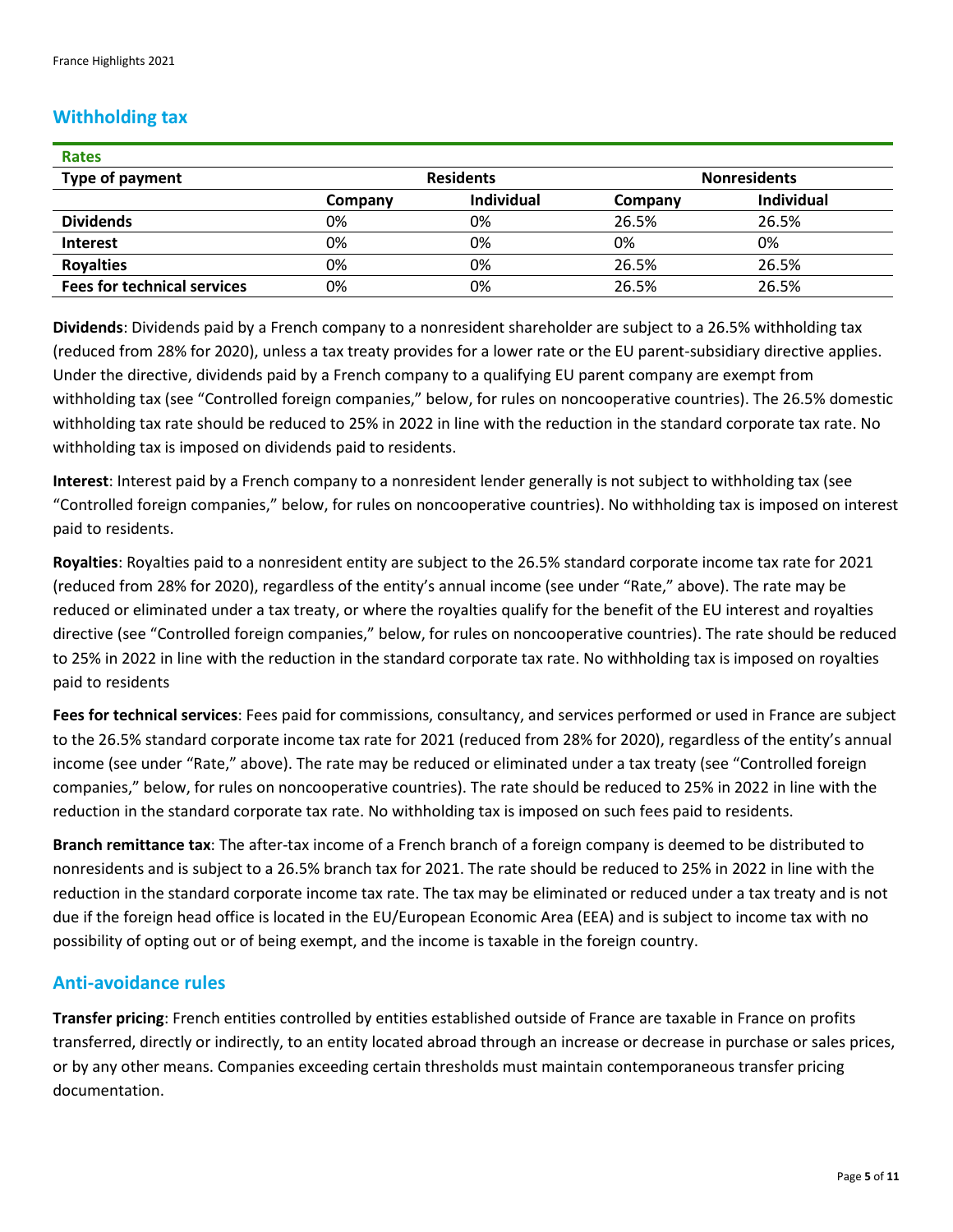## Withholding tax

| Rates | | | | |
|---|---|---|---|---|
| **Type of payment** | **Residents** | | **Nonresidents** | |
| | **Company** | **Individual** | **Company** | **Individual** |
| **Dividends** | 0% | 0% | 26.5% | 26.5% |
| **Interest** | 0% | 0% | 0% | 0% |
| **Royalties** | 0% | 0% | 26.5% | 26.5% |
| **Fees for technical services** | 0% | 0% | 26.5% | 26.5% |

**Dividends**: Dividends paid by a French company to a nonresident shareholder are subject to a 26.5% withholding tax (reduced from 28% for 2020), unless a tax treaty provides for a lower rate or the EU parent-subsidiary directive applies. Under the directive, dividends paid by a French company to a qualifying EU parent company are exempt from withholding tax (see "Controlled foreign companies," below, for rules on noncooperative countries). The 26.5% domestic withholding tax rate should be reduced to 25% in 2022 in line with the reduction in the standard corporate tax rate. No withholding tax is imposed on dividends paid to residents.

**Interest**: Interest paid by a French company to a nonresident lender generally is not subject to withholding tax (see "Controlled foreign companies," below, for rules on noncooperative countries). No withholding tax is imposed on interest paid to residents.

**Royalties**: Royalties paid to a nonresident entity are subject to the 26.5% standard corporate income tax rate for 2021 (reduced from 28% for 2020), regardless of the entity's annual income (see under "Rate," above). The rate may be reduced or eliminated under a tax treaty, or where the royalties qualify for the benefit of the EU interest and royalties directive (see "Controlled foreign companies," below, for rules on noncooperative countries). The rate should be reduced to 25% in 2022 in line with the reduction in the standard corporate tax rate. No withholding tax is imposed on royalties paid to residents

**Fees for technical services**: Fees paid for commissions, consultancy, and services performed or used in France are subject to the 26.5% standard corporate income tax rate for 2021 (reduced from 28% for 2020), regardless of the entity's annual income (see under "Rate," above). The rate may be reduced or eliminated under a tax treaty (see "Controlled foreign companies," below, for rules on noncooperative countries). The rate should be reduced to 25% in 2022 in line with the reduction in the standard corporate tax rate. No withholding tax is imposed on such fees paid to residents.

**Branch remittance tax**: The after-tax income of a French branch of a foreign company is deemed to be distributed to nonresidents and is subject to a 26.5% branch tax for 2021. The rate should be reduced to 25% in 2022 in line with the reduction in the standard corporate income tax rate. The tax may be eliminated or reduced under a tax treaty and is not due if the foreign head office is located in the EU/European Economic Area (EEA) and is subject to income tax with no possibility of opting out or of being exempt, and the income is taxable in the foreign country.

## Anti-avoidance rules

**Transfer pricing**: French entities controlled by entities established outside of France are taxable in France on profits transferred, directly or indirectly, to an entity located abroad through an increase or decrease in purchase or sales prices, or by any other means. Companies exceeding certain thresholds must maintain contemporaneous transfer pricing documentation.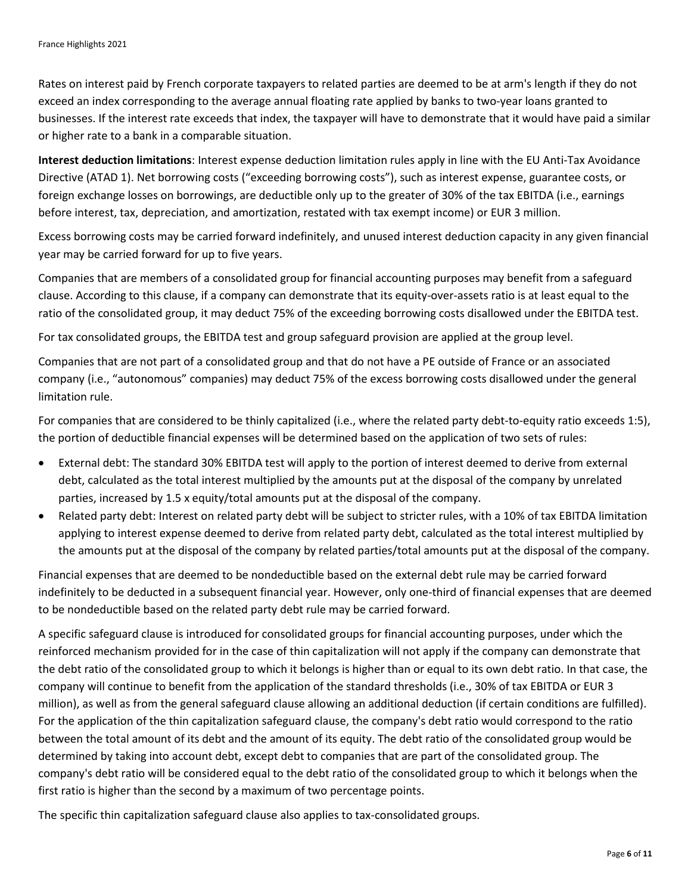Rates on interest paid by French corporate taxpayers to related parties are deemed to be at arm's length if they do not exceed an index corresponding to the average annual floating rate applied by banks to two-year loans granted to businesses. If the interest rate exceeds that index, the taxpayer will have to demonstrate that it would have paid a similar or higher rate to a bank in a comparable situation.

**Interest deduction limitations**: Interest expense deduction limitation rules apply in line with the EU Anti-Tax Avoidance Directive (ATAD 1). Net borrowing costs ("exceeding borrowing costs"), such as interest expense, guarantee costs, or foreign exchange losses on borrowings, are deductible only up to the greater of 30% of the tax EBITDA (i.e., earnings before interest, tax, depreciation, and amortization, restated with tax exempt income) or EUR 3 million.

Excess borrowing costs may be carried forward indefinitely, and unused interest deduction capacity in any given financial year may be carried forward for up to five years.

Companies that are members of a consolidated group for financial accounting purposes may benefit from a safeguard clause. According to this clause, if a company can demonstrate that its equity-over-assets ratio is at least equal to the ratio of the consolidated group, it may deduct 75% of the exceeding borrowing costs disallowed under the EBITDA test.

For tax consolidated groups, the EBITDA test and group safeguard provision are applied at the group level.

Companies that are not part of a consolidated group and that do not have a PE outside of France or an associated company (i.e., "autonomous" companies) may deduct 75% of the excess borrowing costs disallowed under the general limitation rule.

For companies that are considered to be thinly capitalized (i.e., where the related party debt-to-equity ratio exceeds 1:5), the portion of deductible financial expenses will be determined based on the application of two sets of rules:

- External debt: The standard 30% EBITDA test will apply to the portion of interest deemed to derive from external debt, calculated as the total interest multiplied by the amounts put at the disposal of the company by unrelated parties, increased by 1.5 x equity/total amounts put at the disposal of the company.
- Related party debt: Interest on related party debt will be subject to stricter rules, with a 10% of tax EBITDA limitation applying to interest expense deemed to derive from related party debt, calculated as the total interest multiplied by the amounts put at the disposal of the company by related parties/total amounts put at the disposal of the company.

Financial expenses that are deemed to be nondeductible based on the external debt rule may be carried forward indefinitely to be deducted in a subsequent financial year. However, only one-third of financial expenses that are deemed to be nondeductible based on the related party debt rule may be carried forward.

A specific safeguard clause is introduced for consolidated groups for financial accounting purposes, under which the reinforced mechanism provided for in the case of thin capitalization will not apply if the company can demonstrate that the debt ratio of the consolidated group to which it belongs is higher than or equal to its own debt ratio. In that case, the company will continue to benefit from the application of the standard thresholds (i.e., 30% of tax EBITDA or EUR 3 million), as well as from the general safeguard clause allowing an additional deduction (if certain conditions are fulfilled). For the application of the thin capitalization safeguard clause, the company's debt ratio would correspond to the ratio between the total amount of its debt and the amount of its equity. The debt ratio of the consolidated group would be determined by taking into account debt, except debt to companies that are part of the consolidated group. The company's debt ratio will be considered equal to the debt ratio of the consolidated group to which it belongs when the first ratio is higher than the second by a maximum of two percentage points.

The specific thin capitalization safeguard clause also applies to tax-consolidated groups.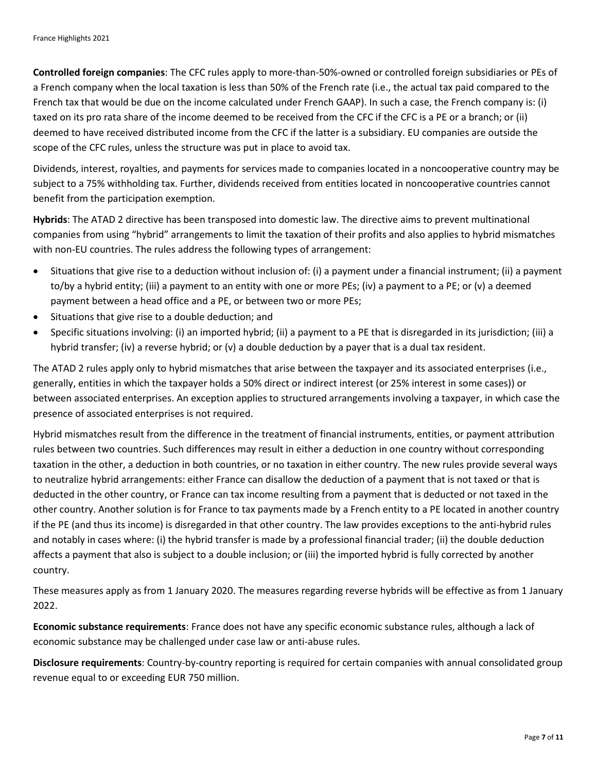**Controlled foreign companies**: The CFC rules apply to more-than-50%-owned or controlled foreign subsidiaries or PEs of a French company when the local taxation is less than 50% of the French rate (i.e., the actual tax paid compared to the French tax that would be due on the income calculated under French GAAP). In such a case, the French company is: (i) taxed on its pro rata share of the income deemed to be received from the CFC if the CFC is a PE or a branch; or (ii) deemed to have received distributed income from the CFC if the latter is a subsidiary. EU companies are outside the scope of the CFC rules, unless the structure was put in place to avoid tax.

Dividends, interest, royalties, and payments for services made to companies located in a noncooperative country may be subject to a 75% withholding tax. Further, dividends received from entities located in noncooperative countries cannot benefit from the participation exemption.

**Hybrids**: The ATAD 2 directive has been transposed into domestic law. The directive aims to prevent multinational companies from using "hybrid" arrangements to limit the taxation of their profits and also applies to hybrid mismatches with non-EU countries. The rules address the following types of arrangement:

- Situations that give rise to a deduction without inclusion of: (i) a payment under a financial instrument; (ii) a payment to/by a hybrid entity; (iii) a payment to an entity with one or more PEs; (iv) a payment to a PE; or (v) a deemed payment between a head office and a PE, or between two or more PEs;
- Situations that give rise to a double deduction; and
- Specific situations involving: (i) an imported hybrid; (ii) a payment to a PE that is disregarded in its jurisdiction; (iii) a hybrid transfer; (iv) a reverse hybrid; or (v) a double deduction by a payer that is a dual tax resident.

The ATAD 2 rules apply only to hybrid mismatches that arise between the taxpayer and its associated enterprises (i.e., generally, entities in which the taxpayer holds a 50% direct or indirect interest (or 25% interest in some cases)) or between associated enterprises. An exception applies to structured arrangements involving a taxpayer, in which case the presence of associated enterprises is not required.

Hybrid mismatches result from the difference in the treatment of financial instruments, entities, or payment attribution rules between two countries. Such differences may result in either a deduction in one country without corresponding taxation in the other, a deduction in both countries, or no taxation in either country. The new rules provide several ways to neutralize hybrid arrangements: either France can disallow the deduction of a payment that is not taxed or that is deducted in the other country, or France can tax income resulting from a payment that is deducted or not taxed in the other country. Another solution is for France to tax payments made by a French entity to a PE located in another country if the PE (and thus its income) is disregarded in that other country. The law provides exceptions to the anti-hybrid rules and notably in cases where: (i) the hybrid transfer is made by a professional financial trader; (ii) the double deduction affects a payment that also is subject to a double inclusion; or (iii) the imported hybrid is fully corrected by another country.

These measures apply as from 1 January 2020. The measures regarding reverse hybrids will be effective as from 1 January 2022.

**Economic substance requirements**: France does not have any specific economic substance rules, although a lack of economic substance may be challenged under case law or anti-abuse rules.

**Disclosure requirements**: Country-by-country reporting is required for certain companies with annual consolidated group revenue equal to or exceeding EUR 750 million.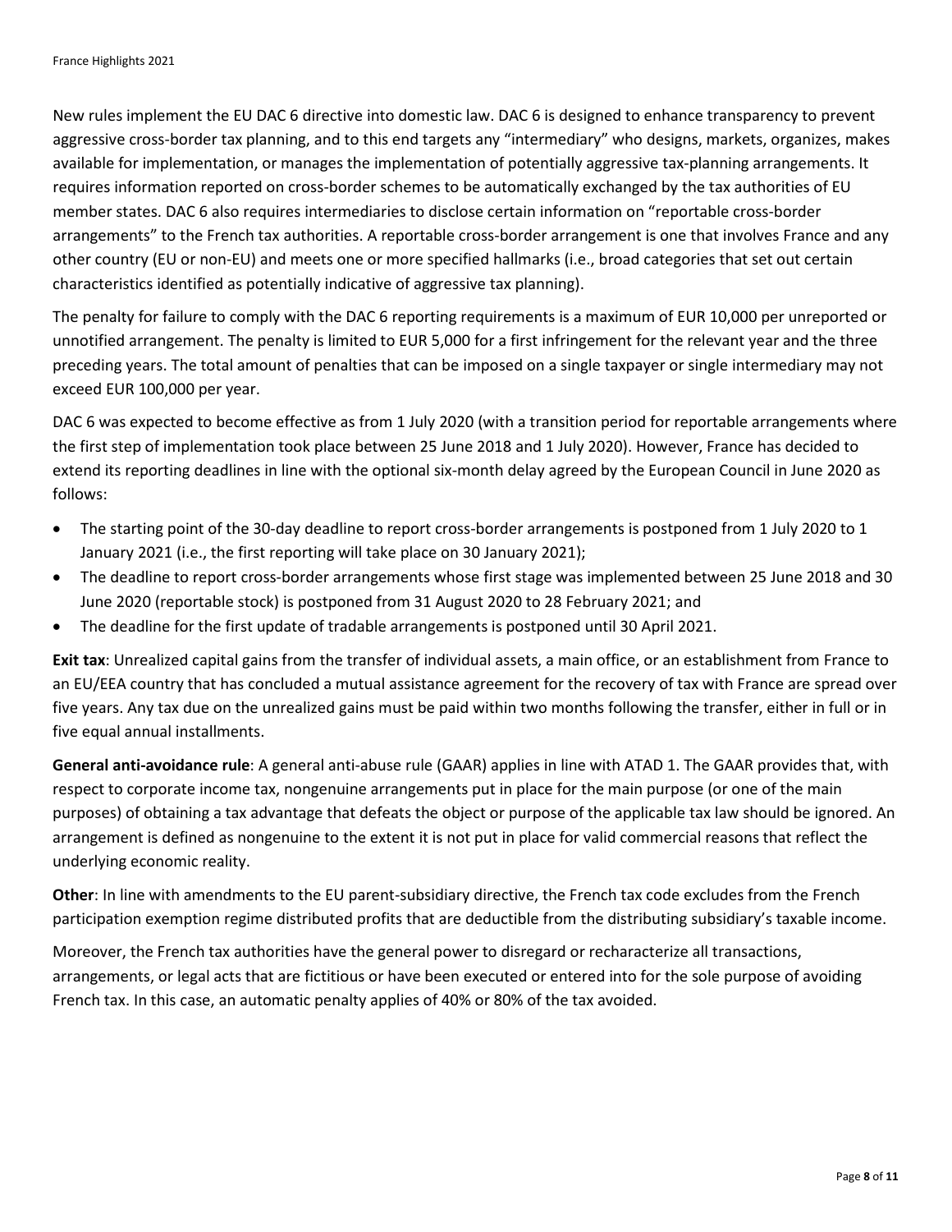New rules implement the EU DAC 6 directive into domestic law. DAC 6 is designed to enhance transparency to prevent aggressive cross-border tax planning, and to this end targets any "intermediary" who designs, markets, organizes, makes available for implementation, or manages the implementation of potentially aggressive tax-planning arrangements. It requires information reported on cross-border schemes to be automatically exchanged by the tax authorities of EU member states. DAC 6 also requires intermediaries to disclose certain information on "reportable cross-border arrangements" to the French tax authorities. A reportable cross-border arrangement is one that involves France and any other country (EU or non-EU) and meets one or more specified hallmarks (i.e., broad categories that set out certain characteristics identified as potentially indicative of aggressive tax planning).

The penalty for failure to comply with the DAC 6 reporting requirements is a maximum of EUR 10,000 per unreported or unnotified arrangement. The penalty is limited to EUR 5,000 for a first infringement for the relevant year and the three preceding years. The total amount of penalties that can be imposed on a single taxpayer or single intermediary may not exceed EUR 100,000 per year.

DAC 6 was expected to become effective as from 1 July 2020 (with a transition period for reportable arrangements where the first step of implementation took place between 25 June 2018 and 1 July 2020). However, France has decided to extend its reporting deadlines in line with the optional six-month delay agreed by the European Council in June 2020 as follows:

- The starting point of the 30-day deadline to report cross-border arrangements is postponed from 1 July 2020 to 1 January 2021 (i.e., the first reporting will take place on 30 January 2021);
- The deadline to report cross-border arrangements whose first stage was implemented between 25 June 2018 and 30 June 2020 (reportable stock) is postponed from 31 August 2020 to 28 February 2021; and
- The deadline for the first update of tradable arrangements is postponed until 30 April 2021.

**Exit tax**: Unrealized capital gains from the transfer of individual assets, a main office, or an establishment from France to an EU/EEA country that has concluded a mutual assistance agreement for the recovery of tax with France are spread over five years. Any tax due on the unrealized gains must be paid within two months following the transfer, either in full or in five equal annual installments.

**General anti-avoidance rule**: A general anti-abuse rule (GAAR) applies in line with ATAD 1. The GAAR provides that, with respect to corporate income tax, nongenuine arrangements put in place for the main purpose (or one of the main purposes) of obtaining a tax advantage that defeats the object or purpose of the applicable tax law should be ignored. An arrangement is defined as nongenuine to the extent it is not put in place for valid commercial reasons that reflect the underlying economic reality.

**Other**: In line with amendments to the EU parent-subsidiary directive, the French tax code excludes from the French participation exemption regime distributed profits that are deductible from the distributing subsidiary's taxable income.

Moreover, the French tax authorities have the general power to disregard or recharacterize all transactions, arrangements, or legal acts that are fictitious or have been executed or entered into for the sole purpose of avoiding French tax. In this case, an automatic penalty applies of 40% or 80% of the tax avoided.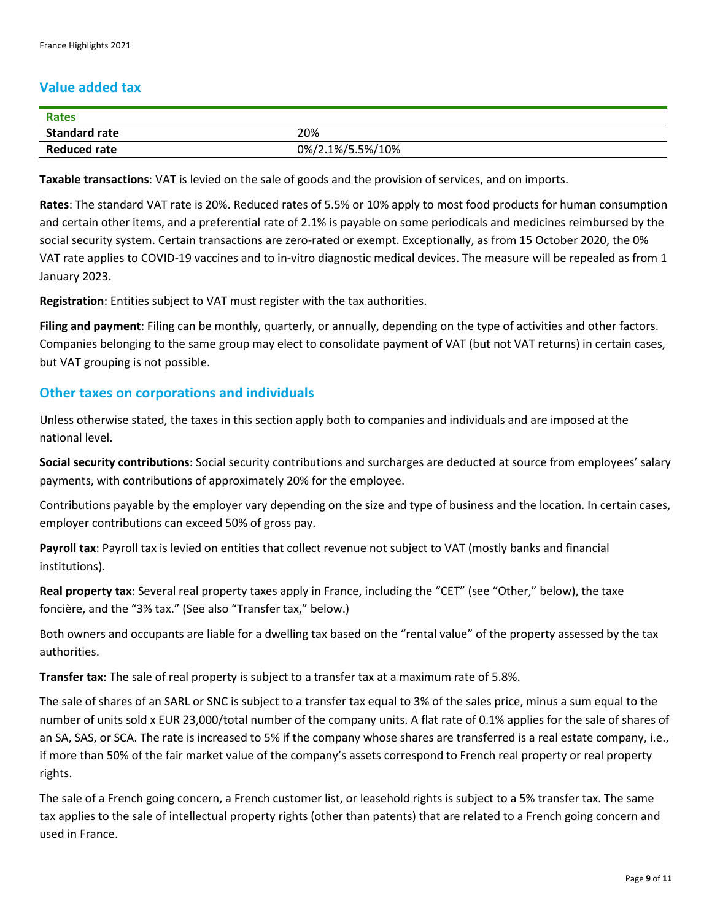## Value added tax

| Rates | |
|---|---|
| **Standard rate** | 20% |
| **Reduced rate** | 0%/2.1%/5.5%/10% |

**Taxable transactions**: VAT is levied on the sale of goods and the provision of services, and on imports.

**Rates**: The standard VAT rate is 20%. Reduced rates of 5.5% or 10% apply to most food products for human consumption and certain other items, and a preferential rate of 2.1% is payable on some periodicals and medicines reimbursed by the social security system. Certain transactions are zero-rated or exempt. Exceptionally, as from 15 October 2020, the 0% VAT rate applies to COVID-19 vaccines and to in-vitro diagnostic medical devices. The measure will be repealed as from 1 January 2023.

**Registration**: Entities subject to VAT must register with the tax authorities.

**Filing and payment**: Filing can be monthly, quarterly, or annually, depending on the type of activities and other factors. Companies belonging to the same group may elect to consolidate payment of VAT (but not VAT returns) in certain cases, but VAT grouping is not possible.

## Other taxes on corporations and individuals

Unless otherwise stated, the taxes in this section apply both to companies and individuals and are imposed at the national level.

**Social security contributions**: Social security contributions and surcharges are deducted at source from employees' salary payments, with contributions of approximately 20% for the employee.

Contributions payable by the employer vary depending on the size and type of business and the location. In certain cases, employer contributions can exceed 50% of gross pay.

**Payroll tax**: Payroll tax is levied on entities that collect revenue not subject to VAT (mostly banks and financial institutions).

**Real property tax**: Several real property taxes apply in France, including the "CET" (see "Other," below), the taxe foncière, and the "3% tax." (See also "Transfer tax," below.)

Both owners and occupants are liable for a dwelling tax based on the "rental value" of the property assessed by the tax authorities.

**Transfer tax**: The sale of real property is subject to a transfer tax at a maximum rate of 5.8%.

The sale of shares of an SARL or SNC is subject to a transfer tax equal to 3% of the sales price, minus a sum equal to the number of units sold x EUR 23,000/total number of the company units. A flat rate of 0.1% applies for the sale of shares of an SA, SAS, or SCA. The rate is increased to 5% if the company whose shares are transferred is a real estate company, i.e., if more than 50% of the fair market value of the company's assets correspond to French real property or real property rights.

The sale of a French going concern, a French customer list, or leasehold rights is subject to a 5% transfer tax. The same tax applies to the sale of intellectual property rights (other than patents) that are related to a French going concern and used in France.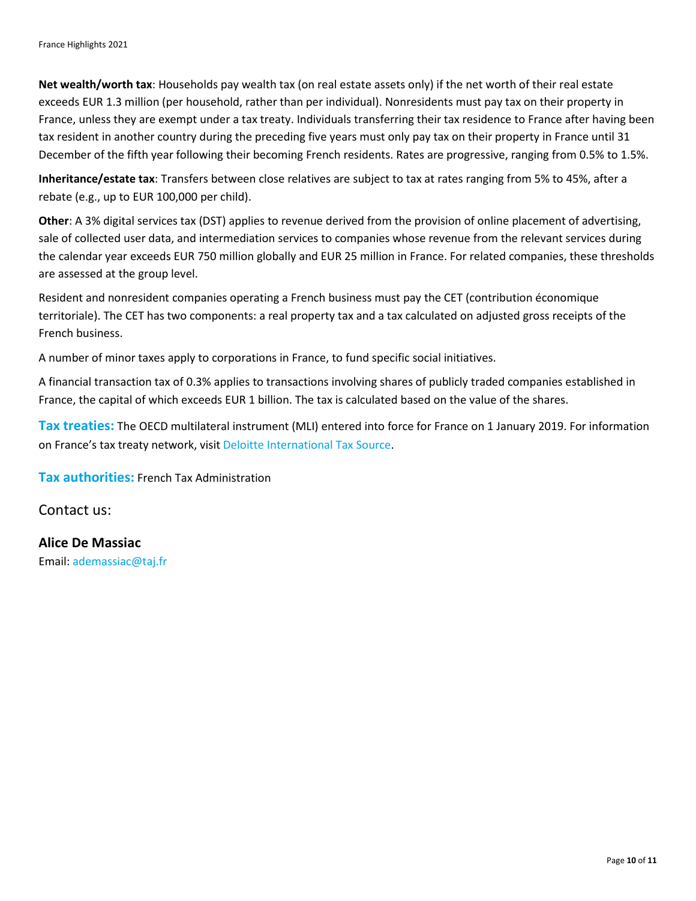**Net wealth/worth tax**: Households pay wealth tax (on real estate assets only) if the net worth of their real estate exceeds EUR 1.3 million (per household, rather than per individual). Nonresidents must pay tax on their property in France, unless they are exempt under a tax treaty. Individuals transferring their tax residence to France after having been tax resident in another country during the preceding five years must only pay tax on their property in France until 31 December of the fifth year following their becoming French residents. Rates are progressive, ranging from 0.5% to 1.5%.

**Inheritance/estate tax**: Transfers between close relatives are subject to tax at rates ranging from 5% to 45%, after a rebate (e.g., up to EUR 100,000 per child).

**Other**: A 3% digital services tax (DST) applies to revenue derived from the provision of online placement of advertising, sale of collected user data, and intermediation services to companies whose revenue from the relevant services during the calendar year exceeds EUR 750 million globally and EUR 25 million in France. For related companies, these thresholds are assessed at the group level.

Resident and nonresident companies operating a French business must pay the CET (contribution économique territoriale). The CET has two components: a real property tax and a tax calculated on adjusted gross receipts of the French business.

A number of minor taxes apply to corporations in France, to fund specific social initiatives.

A financial transaction tax of 0.3% applies to transactions involving shares of publicly traded companies established in France, the capital of which exceeds EUR 1 billion. The tax is calculated based on the value of the shares.

**Tax treaties:** The OECD multilateral instrument (MLI) entered into force for France on 1 January 2019. For information on France's tax treaty network, visit Deloitte International Tax Source.

**Tax authorities:** French Tax Administration

## Contact us:

**Alice De Massiac**
Email: ademassiac@taj.fr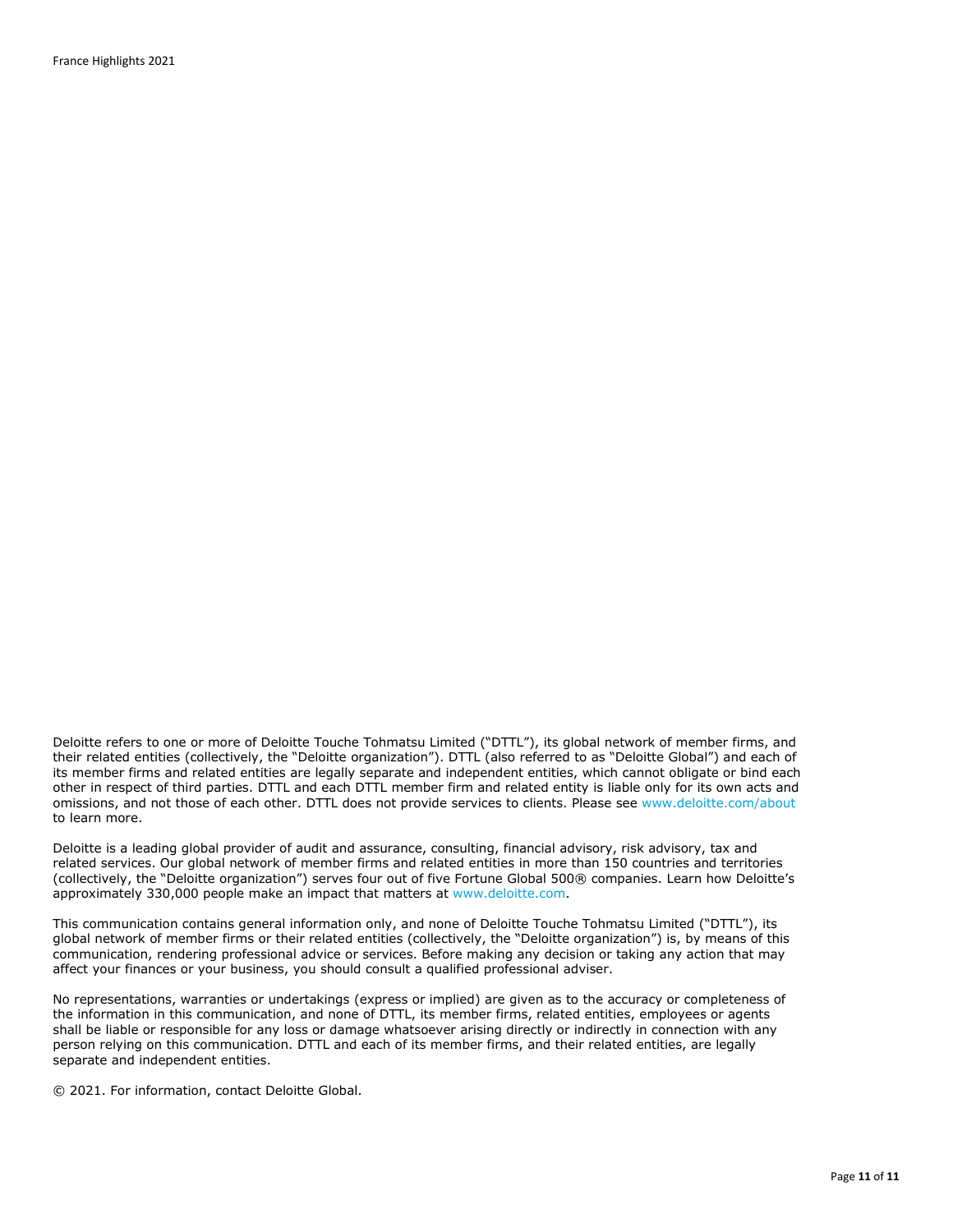Deloitte refers to one or more of Deloitte Touche Tohmatsu Limited ("DTTL"), its global network of member firms, and their related entities (collectively, the "Deloitte organization"). DTTL (also referred to as "Deloitte Global") and each of its member firms and related entities are legally separate and independent entities, which cannot obligate or bind each other in respect of third parties. DTTL and each DTTL member firm and related entity is liable only for its own acts and omissions, and not those of each other. DTTL does not provide services to clients. Please see www.deloitte.com/about to learn more.

Deloitte is a leading global provider of audit and assurance, consulting, financial advisory, risk advisory, tax and related services. Our global network of member firms and related entities in more than 150 countries and territories (collectively, the "Deloitte organization") serves four out of five Fortune Global 500® companies. Learn how Deloitte's approximately 330,000 people make an impact that matters at www.deloitte.com.

This communication contains general information only, and none of Deloitte Touche Tohmatsu Limited ("DTTL"), its global network of member firms or their related entities (collectively, the "Deloitte organization") is, by means of this communication, rendering professional advice or services. Before making any decision or taking any action that may affect your finances or your business, you should consult a qualified professional adviser.

No representations, warranties or undertakings (express or implied) are given as to the accuracy or completeness of the information in this communication, and none of DTTL, its member firms, related entities, employees or agents shall be liable or responsible for any loss or damage whatsoever arising directly or indirectly in connection with any person relying on this communication. DTTL and each of its member firms, and their related entities, are legally separate and independent entities.

© 2021. For information, contact Deloitte Global.